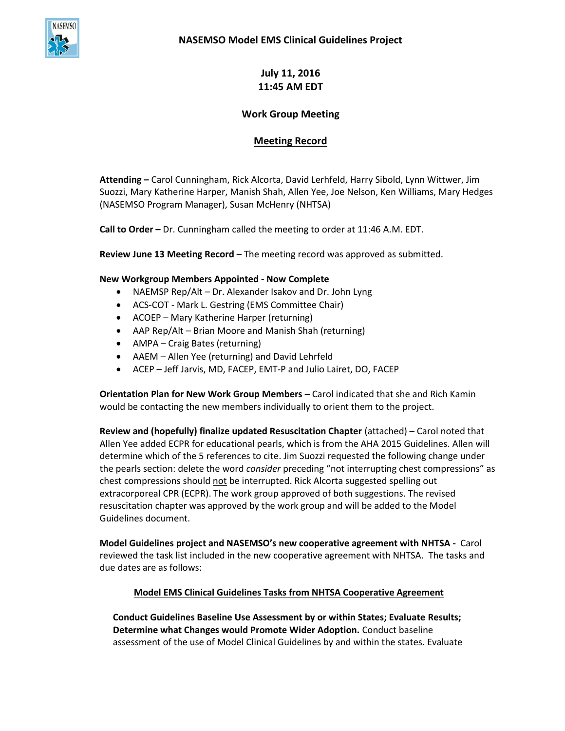# NASEMSO Model EMS Clinical Guidelines Project

**July 11, 2016**
**11:45 AM EDT**

**Work Group Meeting**

## Meeting Record

**Attending –** Carol Cunningham, Rick Alcorta, David Lerhfeld, Harry Sibold, Lynn Wittwer, Jim Suozzi, Mary Katherine Harper, Manish Shah, Allen Yee, Joe Nelson, Ken Williams, Mary Hedges (NASEMSO Program Manager), Susan McHenry (NHTSA)

**Call to Order –** Dr. Cunningham called the meeting to order at 11:46 A.M. EDT.

**Review June 13 Meeting Record** – The meeting record was approved as submitted.

**New Workgroup Members Appointed - Now Complete**

- NAEMSP Rep/Alt – Dr. Alexander Isakov and Dr. John Lyng
- ACS-COT - Mark L. Gestring (EMS Committee Chair)
- ACOEP – Mary Katherine Harper (returning)
- AAP Rep/Alt – Brian Moore and Manish Shah (returning)
- AMPA – Craig Bates (returning)
- AAEM – Allen Yee (returning) and David Lehrfeld
- ACEP – Jeff Jarvis, MD, FACEP, EMT-P and Julio Lairet, DO, FACEP

**Orientation Plan for New Work Group Members –** Carol indicated that she and Rich Kamin would be contacting the new members individually to orient them to the project.

**Review and (hopefully) finalize updated Resuscitation Chapter** (attached) – Carol noted that Allen Yee added ECPR for educational pearls, which is from the AHA 2015 Guidelines. Allen will determine which of the 5 references to cite. Jim Suozzi requested the following change under the pearls section: delete the word *consider* preceding "not interrupting chest compressions" as chest compressions should not be interrupted. Rick Alcorta suggested spelling out extracorporeal CPR (ECPR). The work group approved of both suggestions. The revised resuscitation chapter was approved by the work group and will be added to the Model Guidelines document.

**Model Guidelines project and NASEMSO's new cooperative agreement with NHTSA -** Carol reviewed the task list included in the new cooperative agreement with NHTSA. The tasks and due dates are as follows:

**Model EMS Clinical Guidelines Tasks from NHTSA Cooperative Agreement**

**Conduct Guidelines Baseline Use Assessment by or within States; Evaluate Results; Determine what Changes would Promote Wider Adoption.** Conduct baseline assessment of the use of Model Clinical Guidelines by and within the states. Evaluate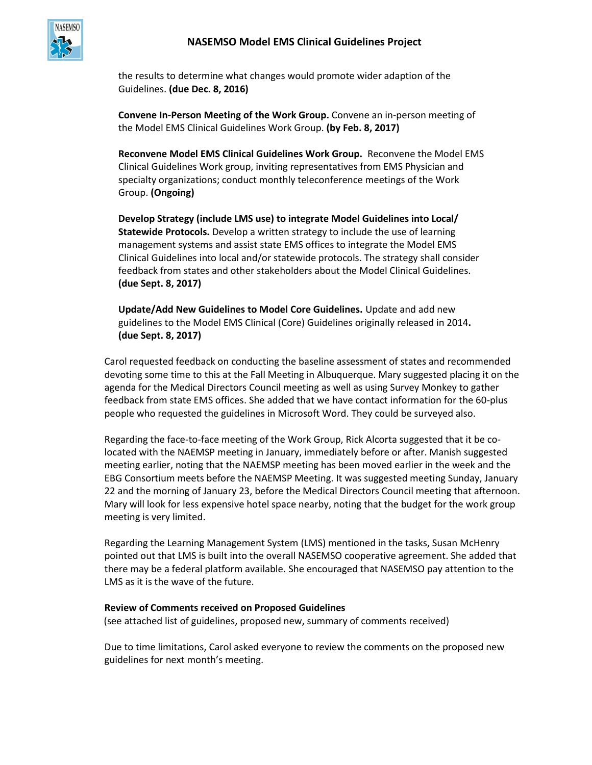the results to determine what changes would promote wider adaption of the Guidelines. **(due Dec. 8, 2016)**

**Convene In-Person Meeting of the Work Group.** Convene an in-person meeting of the Model EMS Clinical Guidelines Work Group. **(by Feb. 8, 2017)**

**Reconvene Model EMS Clinical Guidelines Work Group.** Reconvene the Model EMS Clinical Guidelines Work group, inviting representatives from EMS Physician and specialty organizations; conduct monthly teleconference meetings of the Work Group. **(Ongoing)**

**Develop Strategy (include LMS use) to integrate Model Guidelines into Local/ Statewide Protocols.** Develop a written strategy to include the use of learning management systems and assist state EMS offices to integrate the Model EMS Clinical Guidelines into local and/or statewide protocols. The strategy shall consider feedback from states and other stakeholders about the Model Clinical Guidelines. **(due Sept. 8, 2017)**

**Update/Add New Guidelines to Model Core Guidelines.** Update and add new guidelines to the Model EMS Clinical (Core) Guidelines originally released in 2014**. (due Sept. 8, 2017)**

Carol requested feedback on conducting the baseline assessment of states and recommended devoting some time to this at the Fall Meeting in Albuquerque. Mary suggested placing it on the agenda for the Medical Directors Council meeting as well as using Survey Monkey to gather feedback from state EMS offices. She added that we have contact information for the 60-plus people who requested the guidelines in Microsoft Word. They could be surveyed also.

Regarding the face-to-face meeting of the Work Group, Rick Alcorta suggested that it be co-located with the NAEMSP meeting in January, immediately before or after. Manish suggested meeting earlier, noting that the NAEMSP meeting has been moved earlier in the week and the EBG Consortium meets before the NAEMSP Meeting. It was suggested meeting Sunday, January 22 and the morning of January 23, before the Medical Directors Council meeting that afternoon. Mary will look for less expensive hotel space nearby, noting that the budget for the work group meeting is very limited.

Regarding the Learning Management System (LMS) mentioned in the tasks, Susan McHenry pointed out that LMS is built into the overall NASEMSO cooperative agreement. She added that there may be a federal platform available. She encouraged that NASEMSO pay attention to the LMS as it is the wave of the future.

**Review of Comments received on Proposed Guidelines**
(see attached list of guidelines, proposed new, summary of comments received)

Due to time limitations, Carol asked everyone to review the comments on the proposed new guidelines for next month's meeting.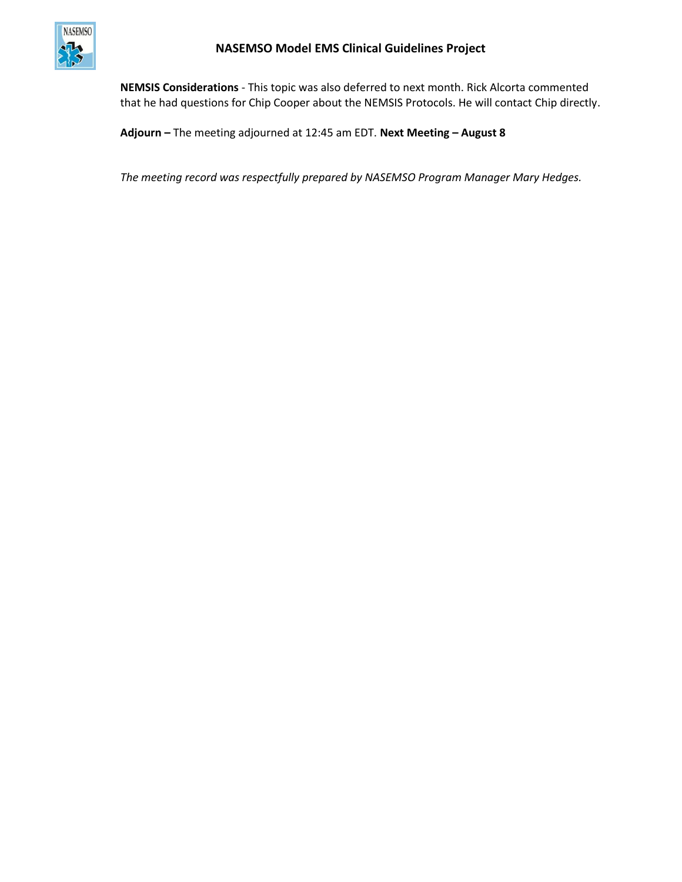**NEMSIS Considerations** - This topic was also deferred to next month. Rick Alcorta commented that he had questions for Chip Cooper about the NEMSIS Protocols. He will contact Chip directly.

**Adjourn –** The meeting adjourned at 12:45 am EDT. **Next Meeting – August 8**

*The meeting record was respectfully prepared by NASEMSO Program Manager Mary Hedges.*